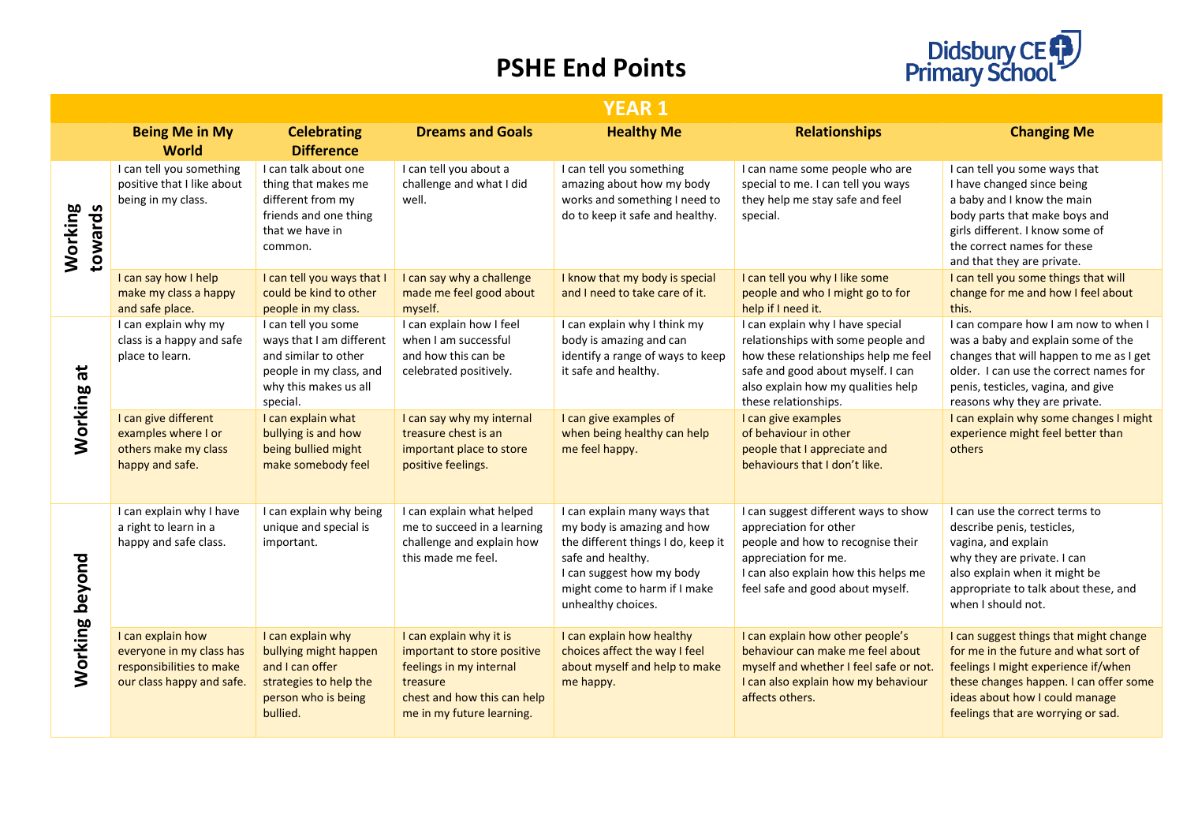# PSHE End Points

Didsbury CE Primary School

| YEAR 1 | | | | | | |
|---|---|---|---|---|---|---|
| | **Being Me in My World** | **Celebrating Difference** | **Dreams and Goals** | **Healthy Me** | **Relationships** | **Changing Me** |
| **Working towards** | I can tell you something positive that I like about being in my class. | I can talk about one thing that makes me different from my friends and one thing that we have in common. | I can tell you about a challenge and what I did well. | I can tell you something amazing about how my body works and something I need to do to keep it safe and healthy. | I can name some people who are special to me. I can tell you ways they help me stay safe and feel special. | I can tell you some ways that I have changed since being a baby and I know the main body parts that make boys and girls different. I know some of the correct names for these and that they are private. |
| | I can say how I help make my class a happy and safe place. | I can tell you ways that I could be kind to other people in my class. | I can say why a challenge made me feel good about myself. | I know that my body is special and I need to take care of it. | I can tell you why I like some people and who I might go to for help if I need it. | I can tell you some things that will change for me and how I feel about this. |
| **Working at** | I can explain why my class is a happy and safe place to learn. | I can tell you some ways that I am different and similar to other people in my class, and why this makes us all special. | I can explain how I feel when I am successful and how this can be celebrated positively. | I can explain why I think my body is amazing and can identify a range of ways to keep it safe and healthy. | I can explain why I have special relationships with some people and how these relationships help me feel safe and good about myself. I can also explain how my qualities help these relationships. | I can compare how I am now to when I was a baby and explain some of the changes that will happen to me as I get older. I can use the correct names for penis, testicles, vagina, and give reasons why they are private. |
| | I can give different examples where I or others make my class happy and safe. | I can explain what bullying is and how being bullied might make somebody feel | I can say why my internal treasure chest is an important place to store positive feelings. | I can give examples of when being healthy can help me feel happy. | I can give examples of behaviour in other people that I appreciate and behaviours that I don't like. | I can explain why some changes I might experience might feel better than others |
| **Working beyond** | I can explain why I have a right to learn in a happy and safe class. | I can explain why being unique and special is important. | I can explain what helped me to succeed in a learning challenge and explain how this made me feel. | I can explain many ways that my body is amazing and how the different things I do, keep it safe and healthy.<br>I can suggest how my body might come to harm if I make unhealthy choices. | I can suggest different ways to show appreciation for other people and how to recognise their appreciation for me.<br>I can also explain how this helps me feel safe and good about myself. | I can use the correct terms to describe penis, testicles, vagina, and explain why they are private. I can also explain when it might be appropriate to talk about these, and when I should not. |
| | I can explain how everyone in my class has responsibilities to make our class happy and safe. | I can explain why bullying might happen and I can offer strategies to help the person who is being bullied. | I can explain why it is important to store positive feelings in my internal treasure chest and how this can help me in my future learning. | I can explain how healthy choices affect the way I feel about myself and help to make me happy. | I can explain how other people's behaviour can make me feel about myself and whether I feel safe or not. I can also explain how my behaviour affects others. | I can suggest things that might change for me in the future and what sort of feelings I might experience if/when these changes happen. I can offer some ideas about how I could manage feelings that are worrying or sad. |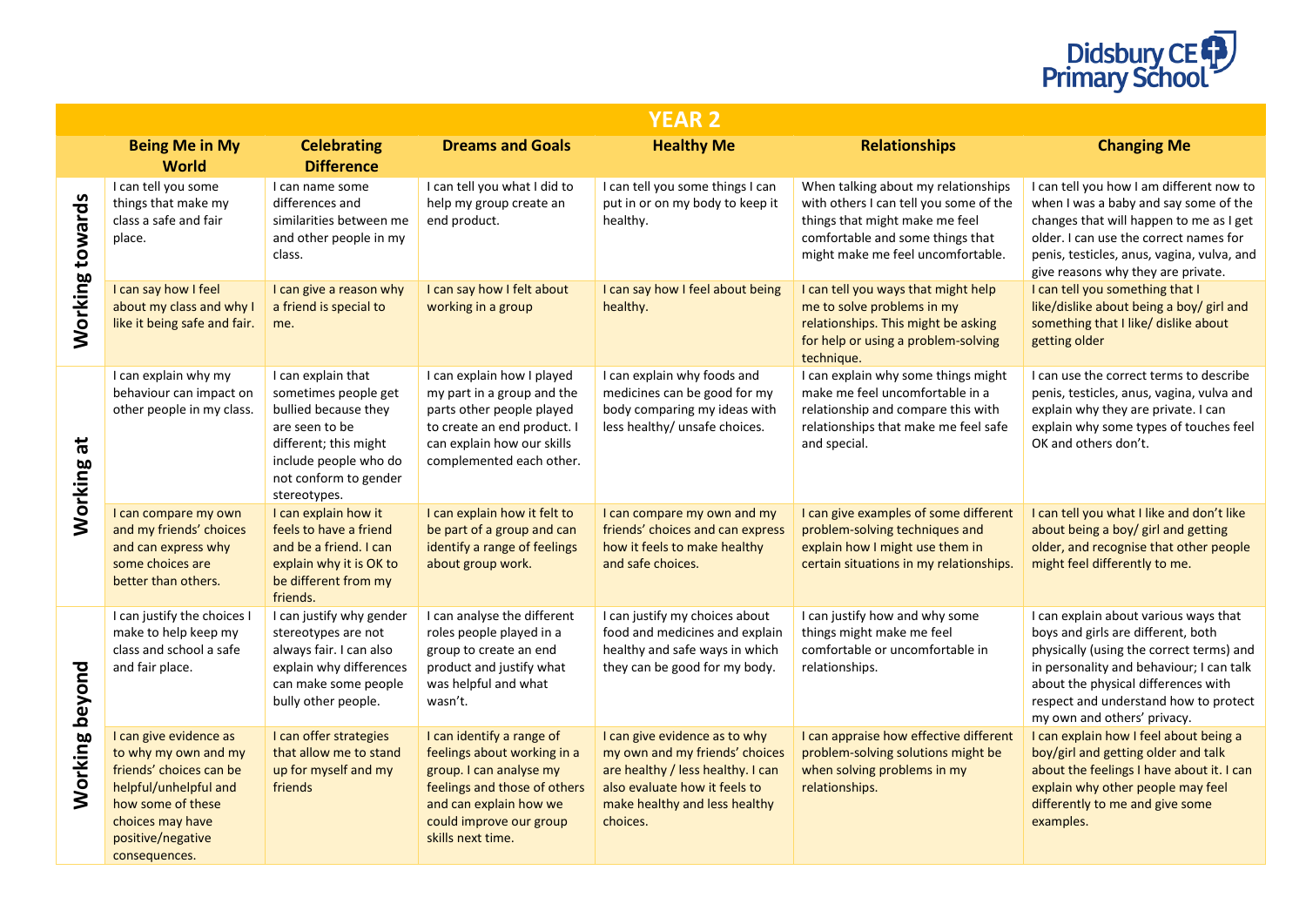# YEAR 2

| | | Being Me in My World | Celebrating Difference | Dreams and Goals | Healthy Me | Relationships | Changing Me |
|---|---|---|---|---|---|---|---|
| Working towards | | I can tell you some things that make my class a safe and fair place. | I can name some differences and similarities between me and other people in my class. | I can tell you what I did to help my group create an end product. | I can tell you some things I can put in or on my body to keep it healthy. | When talking about my relationships with others I can tell you some of the things that might make me feel comfortable and some things that might make me feel uncomfortable. | I can tell you how I am different now to when I was a baby and say some of the changes that will happen to me as I get older. I can use the correct names for penis, testicles, anus, vagina, vulva, and give reasons why they are private. |
| | | I can say how I feel about my class and why I like it being safe and fair. | I can give a reason why a friend is special to me. | I can say how I felt about working in a group | I can say how I feel about being healthy. | I can tell you ways that might help me to solve problems in my relationships. This might be asking for help or using a problem-solving technique. | I can tell you something that I like/dislike about being a boy/ girl and something that I like/ dislike about getting older |
| Working at | | I can explain why my behaviour can impact on other people in my class. | I can explain that sometimes people get bullied because they are seen to be different; this might include people who do not conform to gender stereotypes. | I can explain how I played my part in a group and the parts other people played to create an end product. I can explain how our skills complemented each other. | I can explain why foods and medicines can be good for my body comparing my ideas with less healthy/ unsafe choices. | I can explain why some things might make me feel uncomfortable in a relationship and compare this with relationships that make me feel safe and special. | I can use the correct terms to describe penis, testicles, anus, vagina, vulva and explain why they are private. I can explain why some types of touches feel OK and others don't. |
| | | I can compare my own and my friends' choices and can express why some choices are better than others. | I can explain how it feels to have a friend and be a friend. I can explain why it is OK to be different from my friends. | I can explain how it felt to be part of a group and can identify a range of feelings about group work. | I can compare my own and my friends' choices and can express how it feels to make healthy and safe choices. | I can give examples of some different problem-solving techniques and explain how I might use them in certain situations in my relationships. | I can tell you what I like and don't like about being a boy/ girl and getting older, and recognise that other people might feel differently to me. |
| Working beyond | | I can justify the choices I make to help keep my class and school a safe and fair place. | I can justify why gender stereotypes are not always fair. I can also explain why differences can make some people bully other people. | I can analyse the different roles people played in a group to create an end product and justify what was helpful and what wasn't. | I can justify my choices about food and medicines and explain healthy and safe ways in which they can be good for my body. | I can justify how and why some things might make me feel comfortable or uncomfortable in relationships. | I can explain about various ways that boys and girls are different, both physically (using the correct terms) and in personality and behaviour; I can talk about the physical differences with respect and understand how to protect my own and others' privacy. |
| | | I can give evidence as to why my own and my friends' choices can be helpful/unhelpful and how some of these choices may have positive/negative consequences. | I can offer strategies that allow me to stand up for myself and my friends | I can identify a range of feelings about working in a group. I can analyse my feelings and those of others and can explain how we could improve our group skills next time. | I can give evidence as to why my own and my friends' choices are healthy / less healthy. I can also evaluate how it feels to make healthy and less healthy choices. | I can appraise how effective different problem-solving solutions might be when solving problems in my relationships. | I can explain how I feel about being a boy/girl and getting older and talk about the feelings I have about it. I can explain why other people may feel differently to me and give some examples. |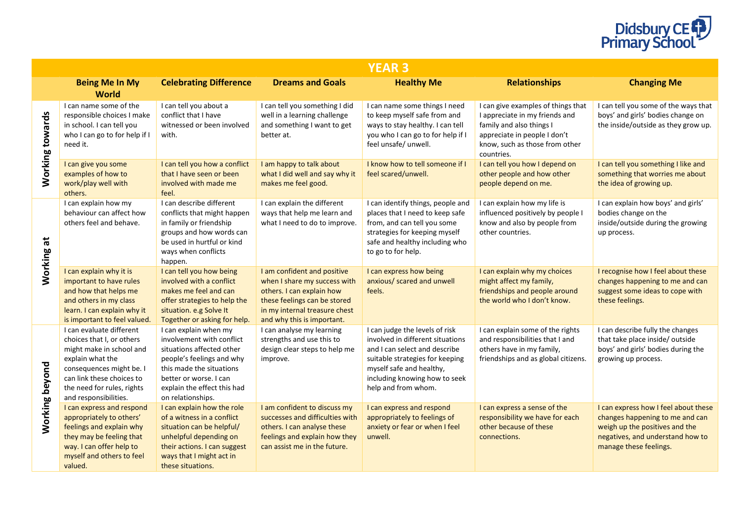# YEAR 3

| | Being Me In My World | Celebrating Difference | Dreams and Goals | Healthy Me | Relationships | Changing Me |
|---|---|---|---|---|---|---|
| **Working towards** | I can name some of the responsible choices I make in school. I can tell you who I can go to for help if I need it. | I can tell you about a conflict that I have witnessed or been involved with. | I can tell you something I did well in a learning challenge and something I want to get better at. | I can name some things I need to keep myself safe from and ways to stay healthy. I can tell you who I can go to for help if I feel unsafe/ unwell. | I can give examples of things that I appreciate in my friends and family and also things I appreciate in people I don't know, such as those from other countries. | I can tell you some of the ways that boys' and girls' bodies change on the inside/outside as they grow up. |
| | I can give you some examples of how to work/play well with others. | I can tell you how a conflict that I have seen or been involved with made me feel. | I am happy to talk about what I did well and say why it makes me feel good. | I know how to tell someone if I feel scared/unwell. | I can tell you how I depend on other people and how other people depend on me. | I can tell you something I like and something that worries me about the idea of growing up. |
| **Working at** | I can explain how my behaviour can affect how others feel and behave. | I can describe different conflicts that might happen in family or friendship groups and how words can be used in hurtful or kind ways when conflicts happen. | I can explain the different ways that help me learn and what I need to do to improve. | I can identify things, people and places that I need to keep safe from, and can tell you some strategies for keeping myself safe and healthy including who to go to for help. | I can explain how my life is influenced positively by people I know and also by people from other countries. | I can explain how boys' and girls' bodies change on the inside/outside during the growing up process. |
| | I can explain why it is important to have rules and how that helps me and others in my class learn. I can explain why it is important to feel valued. | I can tell you how being involved with a conflict makes me feel and can offer strategies to help the situation. e.g Solve It Together or asking for help. | I am confident and positive when I share my success with others. I can explain how these feelings can be stored in my internal treasure chest and why this is important. | I can express how being anxious/ scared and unwell feels. | I can explain why my choices might affect my family, friendships and people around the world who I don't know. | I recognise how I feel about these changes happening to me and can suggest some ideas to cope with these feelings. |
| **Working beyond** | I can evaluate different choices that I, or others might make in school and explain what the consequences might be. I can link these choices to the need for rules, rights and responsibilities. | I can explain when my involvement with conflict situations affected other people's feelings and why this made the situations better or worse. I can explain the effect this had on relationships. | I can analyse my learning strengths and use this to design clear steps to help me improve. | I can judge the levels of risk involved in different situations and I can select and describe suitable strategies for keeping myself safe and healthy, including knowing how to seek help and from whom. | I can explain some of the rights and responsibilities that I and others have in my family, friendships and as global citizens. | I can describe fully the changes that take place inside/ outside boys' and girls' bodies during the growing up process. |
| | I can express and respond appropriately to others' feelings and explain why they may be feeling that way. I can offer help to myself and others to feel valued. | I can explain how the role of a witness in a conflict situation can be helpful/ unhelpful depending on their actions. I can suggest ways that I might act in these situations. | I am confident to discuss my successes and difficulties with others. I can analyse these feelings and explain how they can assist me in the future. | I can express and respond appropriately to feelings of anxiety or fear or when I feel unwell. | I can express a sense of the responsibility we have for each other because of these connections. | I can express how I feel about these changes happening to me and can weigh up the positives and the negatives, and understand how to manage these feelings. |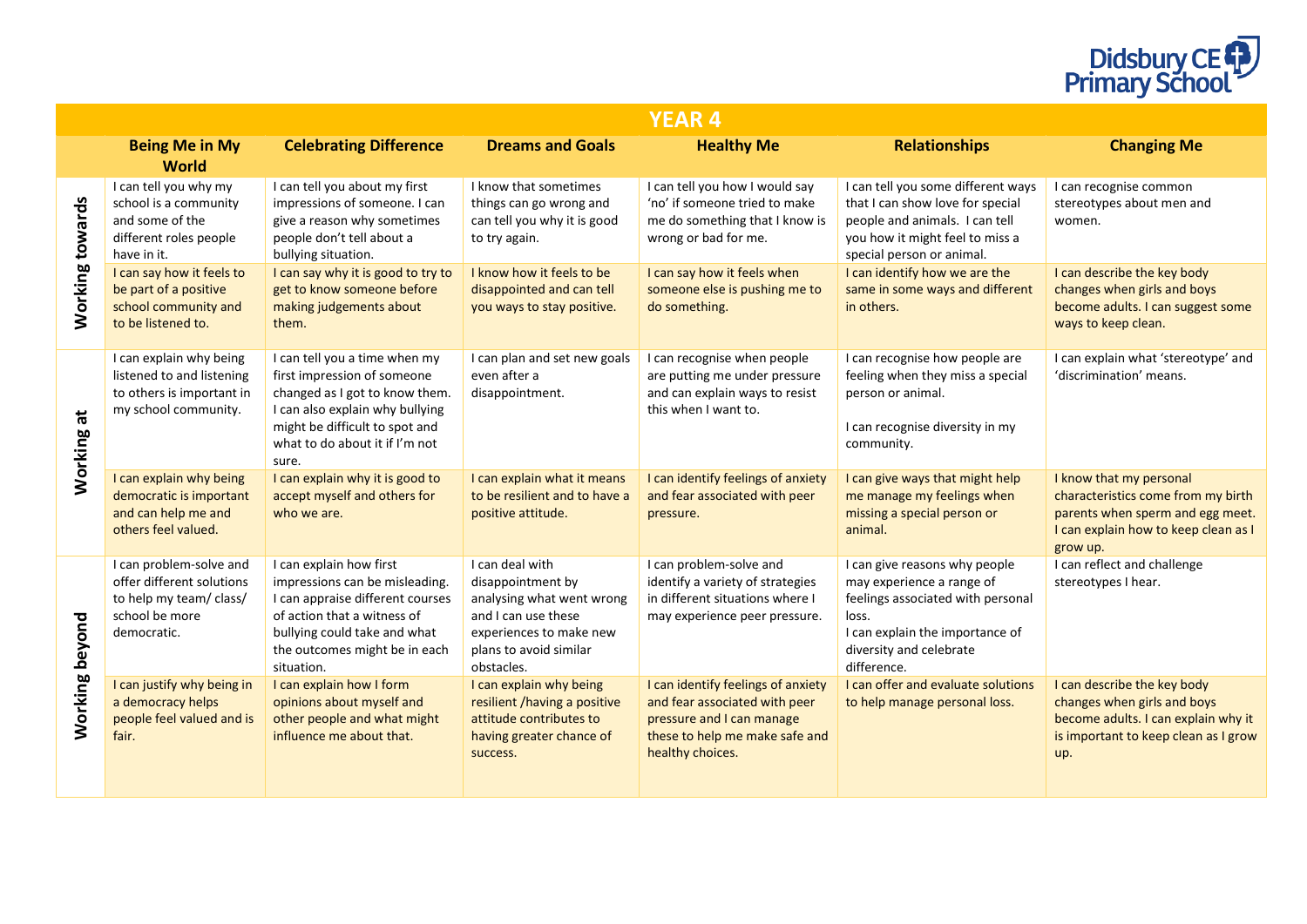# YEAR 4

| | Being Me in My World | Celebrating Difference | Dreams and Goals | Healthy Me | Relationships | Changing Me |
|---|---|---|---|---|---|---|
| **Working towards** | I can tell you why my school is a community and some of the different roles people have in it. | I can tell you about my first impressions of someone. I can give a reason why sometimes people don't tell about a bullying situation. | I know that sometimes things can go wrong and can tell you why it is good to try again. | I can tell you how I would say 'no' if someone tried to make me do something that I know is wrong or bad for me. | I can tell you some different ways that I can show love for special people and animals. I can tell you how it might feel to miss a special person or animal. | I can recognise common stereotypes about men and women. |
| | I can say how it feels to be part of a positive school community and to be listened to. | I can say why it is good to try to get to know someone before making judgements about them. | I know how it feels to be disappointed and can tell you ways to stay positive. | I can say how it feels when someone else is pushing me to do something. | I can identify how we are the same in some ways and different in others. | I can describe the key body changes when girls and boys become adults. I can suggest some ways to keep clean. |
| **Working at** | I can explain why being listened to and listening to others is important in my school community. | I can tell you a time when my first impression of someone changed as I got to know them. I can also explain why bullying might be difficult to spot and what to do about it if I'm not sure. | I can plan and set new goals even after a disappointment. | I can recognise when people are putting me under pressure and can explain ways to resist this when I want to. | I can recognise how people are feeling when they miss a special person or animal.<br><br>I can recognise diversity in my community. | I can explain what 'stereotype' and 'discrimination' means. |
| | I can explain why being democratic is important and can help me and others feel valued. | I can explain why it is good to accept myself and others for who we are. | I can explain what it means to be resilient and to have a positive attitude. | I can identify feelings of anxiety and fear associated with peer pressure. | I can give ways that might help me manage my feelings when missing a special person or animal. | I know that my personal characteristics come from my birth parents when sperm and egg meet. I can explain how to keep clean as I grow up. |
| **Working beyond** | I can problem-solve and offer different solutions to help my team/ class/ school be more democratic. | I can explain how first impressions can be misleading. I can appraise different courses of action that a witness of bullying could take and what the outcomes might be in each situation. | I can deal with disappointment by analysing what went wrong and I can use these experiences to make new plans to avoid similar obstacles. | I can problem-solve and identify a variety of strategies in different situations where I may experience peer pressure. | I can give reasons why people may experience a range of feelings associated with personal loss.<br>I can explain the importance of diversity and celebrate difference. | I can reflect and challenge stereotypes I hear. |
| | I can justify why being in a democracy helps people feel valued and is fair. | I can explain how I form opinions about myself and other people and what might influence me about that. | I can explain why being resilient /having a positive attitude contributes to having greater chance of success. | I can identify feelings of anxiety and fear associated with peer pressure and I can manage these to help me make safe and healthy choices. | I can offer and evaluate solutions to help manage personal loss. | I can describe the key body changes when girls and boys become adults. I can explain why it is important to keep clean as I grow up. |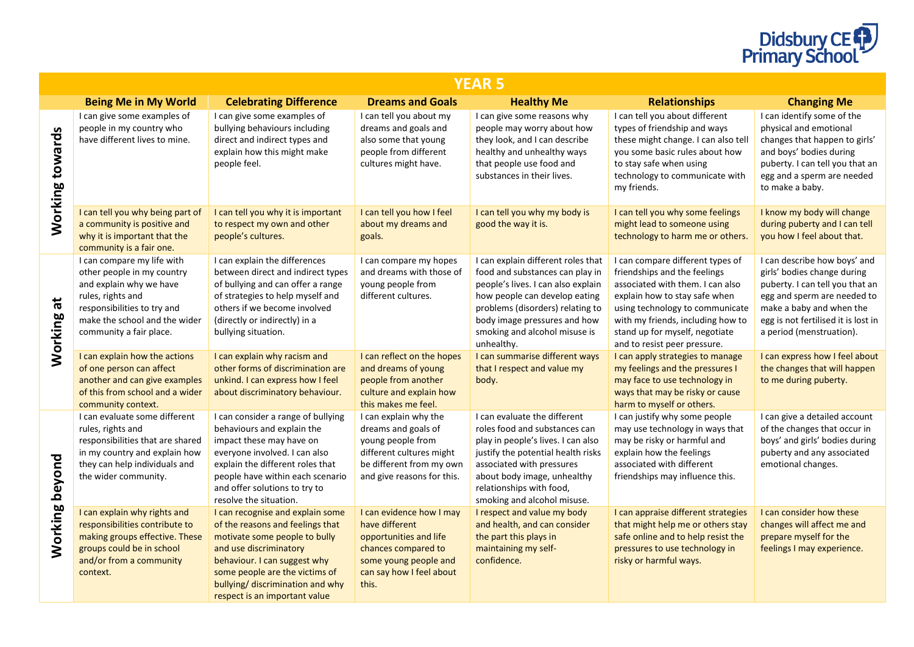## YEAR 5

| | | Being Me in My World | Celebrating Difference | Dreams and Goals | Healthy Me | Relationships | Changing Me |
|---|---|---|---|---|---|---|---|
| **Working towards** | | I can give some examples of people in my country who have different lives to mine. | I can give some examples of bullying behaviours including direct and indirect types and explain how this might make people feel. | I can tell you about my dreams and goals and also some that young people from different cultures might have. | I can give some reasons why people may worry about how they look, and I can describe healthy and unhealthy ways that people use food and substances in their lives. | I can tell you about different types of friendship and ways these might change. I can also tell you some basic rules about how to stay safe when using technology to communicate with my friends. | I can identify some of the physical and emotional changes that happen to girls' and boys' bodies during puberty. I can tell you that an egg and a sperm are needed to make a baby. |
| | | I can tell you why being part of a community is positive and why it is important that the community is a fair one. | I can tell you why it is important to respect my own and other people's cultures. | I can tell you how I feel about my dreams and goals. | I can tell you why my body is good the way it is. | I can tell you why some feelings might lead to someone using technology to harm me or others. | I know my body will change during puberty and I can tell you how I feel about that. |
| **Working at** | | I can compare my life with other people in my country and explain why we have rules, rights and responsibilities to try and make the school and the wider community a fair place. | I can explain the differences between direct and indirect types of bullying and can offer a range of strategies to help myself and others if we become involved (directly or indirectly) in a bullying situation. | I can compare my hopes and dreams with those of young people from different cultures. | I can explain different roles that food and substances can play in people's lives. I can also explain how people can develop eating problems (disorders) relating to body image pressures and how smoking and alcohol misuse is unhealthy. | I can compare different types of friendships and the feelings associated with them. I can also explain how to stay safe when using technology to communicate with my friends, including how to stand up for myself, negotiate and to resist peer pressure. | I can describe how boys' and girls' bodies change during puberty. I can tell you that an egg and sperm are needed to make a baby and when the egg is not fertilised it is lost in a period (menstruation). |
| | | I can explain how the actions of one person can affect another and can give examples of this from school and a wider community context. | I can explain why racism and other forms of discrimination are unkind. I can express how I feel about discriminatory behaviour. | I can reflect on the hopes and dreams of young people from another culture and explain how this makes me feel. | I can summarise different ways that I respect and value my body. | I can apply strategies to manage my feelings and the pressures I may face to use technology in ways that may be risky or cause harm to myself or others. | I can express how I feel about the changes that will happen to me during puberty. |
| **Working beyond** | | I can evaluate some different rules, rights and responsibilities that are shared in my country and explain how they can help individuals and the wider community. | I can consider a range of bullying behaviours and explain the impact these may have on everyone involved. I can also explain the different roles that people have within each scenario and offer solutions to try to resolve the situation. | I can explain why the dreams and goals of young people from different cultures might be different from my own and give reasons for this. | I can evaluate the different roles food and substances can play in people's lives. I can also justify the potential health risks associated with pressures about body image, unhealthy relationships with food, smoking and alcohol misuse. | I can justify why some people may use technology in ways that may be risky or harmful and explain how the feelings associated with different friendships may influence this. | I can give a detailed account of the changes that occur in boys' and girls' bodies during puberty and any associated emotional changes. |
| | | I can explain why rights and responsibilities contribute to making groups effective. These groups could be in school and/or from a community context. | I can recognise and explain some of the reasons and feelings that motivate some people to bully and use discriminatory behaviour. I can suggest why some people are the victims of bullying/ discrimination and why respect is an important value | I can evidence how I may have different opportunities and life chances compared to some young people and can say how I feel about this. | I respect and value my body and health, and can consider the part this plays in maintaining my self-confidence. | I can appraise different strategies that might help me or others stay safe online and to help resist the pressures to use technology in risky or harmful ways. | I can consider how these changes will affect me and prepare myself for the feelings I may experience. |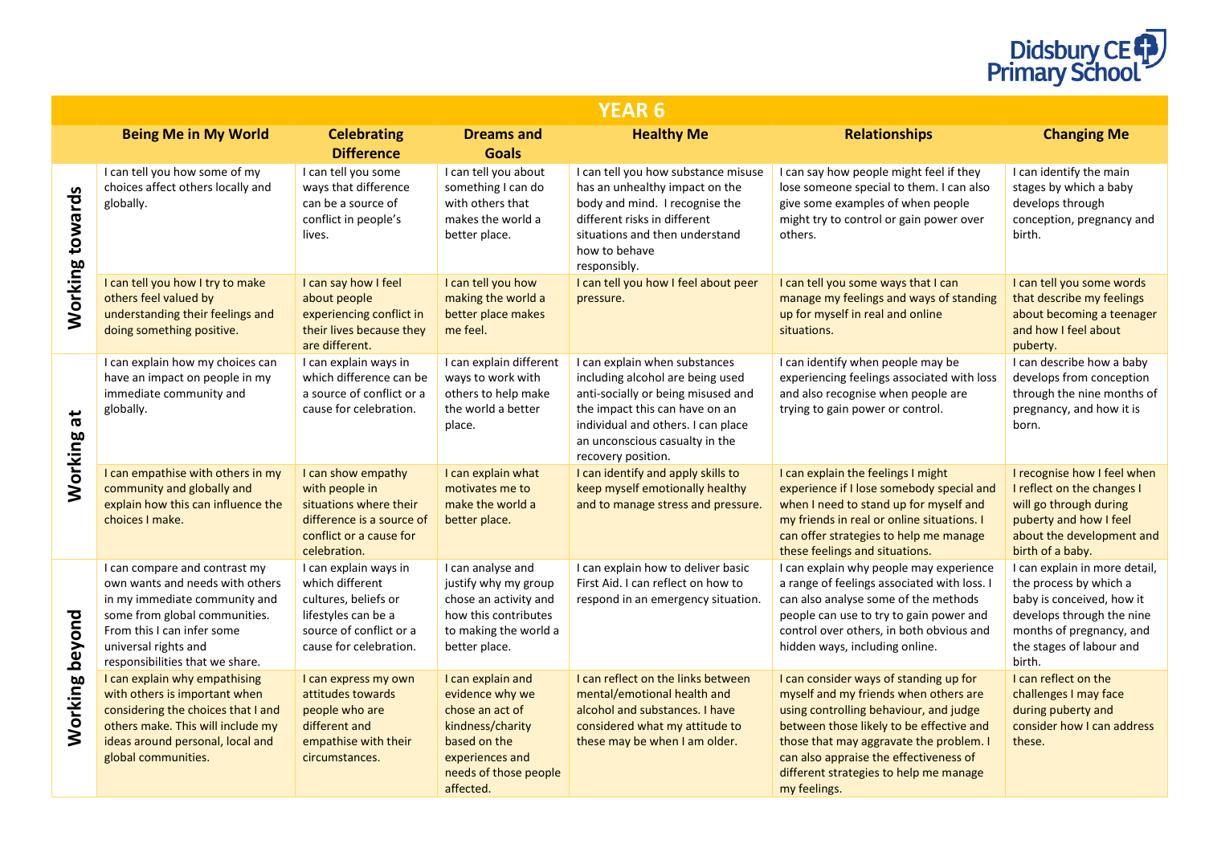## YEAR 6

| | Being Me in My World | Celebrating Difference | Dreams and Goals | Healthy Me | Relationships | Changing Me |
|---|---|---|---|---|---|---|
| **Working towards** | I can tell you how some of my choices affect others locally and globally. | I can tell you some ways that difference can be a source of conflict in people's lives. | I can tell you about something I can do with others that makes the world a better place. | I can tell you how substance misuse has an unhealthy impact on the body and mind. I recognise the different risks in different situations and then understand how to behave responsibly. | I can say how people might feel if they lose someone special to them. I can also give some examples of when people might try to control or gain power over others. | I can identify the main stages by which a baby develops through conception, pregnancy and birth. |
| | I can tell you how I try to make others feel valued by understanding their feelings and doing something positive. | I can say how I feel about people experiencing conflict in their lives because they are different. | I can tell you how making the world a better place makes me feel. | I can tell you how I feel about peer pressure. | I can tell you some ways that I can manage my feelings and ways of standing up for myself in real and online situations. | I can tell you some words that describe my feelings about becoming a teenager and how I feel about puberty. |
| **Working at** | I can explain how my choices can have an impact on people in my immediate community and globally. | I can explain ways in which difference can be a source of conflict or a cause for celebration. | I can explain different ways to work with others to help make the world a better place. | I can explain when substances including alcohol are being used anti-socially or being misused and the impact this can have on an individual and others. I can place an unconscious casualty in the recovery position. | I can identify when people may be experiencing feelings associated with loss and also recognise when people are trying to gain power or control. | I can describe how a baby develops from conception through the nine months of pregnancy, and how it is born. |
| | I can empathise with others in my community and globally and explain how this can influence the choices I make. | I can show empathy with people in situations where their difference is a source of conflict or a cause for celebration. | I can explain what motivates me to make the world a better place. | I can identify and apply skills to keep myself emotionally healthy and to manage stress and pressure. | I can explain the feelings I might experience if I lose somebody special and when I need to stand up for myself and my friends in real or online situations. I can offer strategies to help me manage these feelings and situations. | I recognise how I feel when I reflect on the changes I will go through during puberty and how I feel about the development and birth of a baby. |
| **Working beyond** | I can compare and contrast my own wants and needs with others in my immediate community and some from global communities. From this I can infer some universal rights and responsibilities that we share. | I can explain ways in which different cultures, beliefs or lifestyles can be a source of conflict or a cause for celebration. | I can analyse and justify why my group chose an activity and how this contributes to making the world a better place. | I can explain how to deliver basic First Aid. I can reflect on how to respond in an emergency situation. | I can explain why people may experience a range of feelings associated with loss. I can also analyse some of the methods people can use to try to gain power and control over others, in both obvious and hidden ways, including online. | I can explain in more detail, the process by which a baby is conceived, how it develops through the nine months of pregnancy, and the stages of labour and birth. |
| | I can explain why empathising with others is important when considering the choices that I and others make. This will include my ideas around personal, local and global communities. | I can express my own attitudes towards people who are different and empathise with their circumstances. | I can explain and evidence why we chose an act of kindness/charity based on the experiences and needs of those people affected. | I can reflect on the links between mental/emotional health and alcohol and substances. I have considered what my attitude to these may be when I am older. | I can consider ways of standing up for myself and my friends when others are using controlling behaviour, and judge between those likely to be effective and those that may aggravate the problem. I can also appraise the effectiveness of different strategies to help me manage my feelings. | I can reflect on the challenges I may face during puberty and consider how I can address these. |